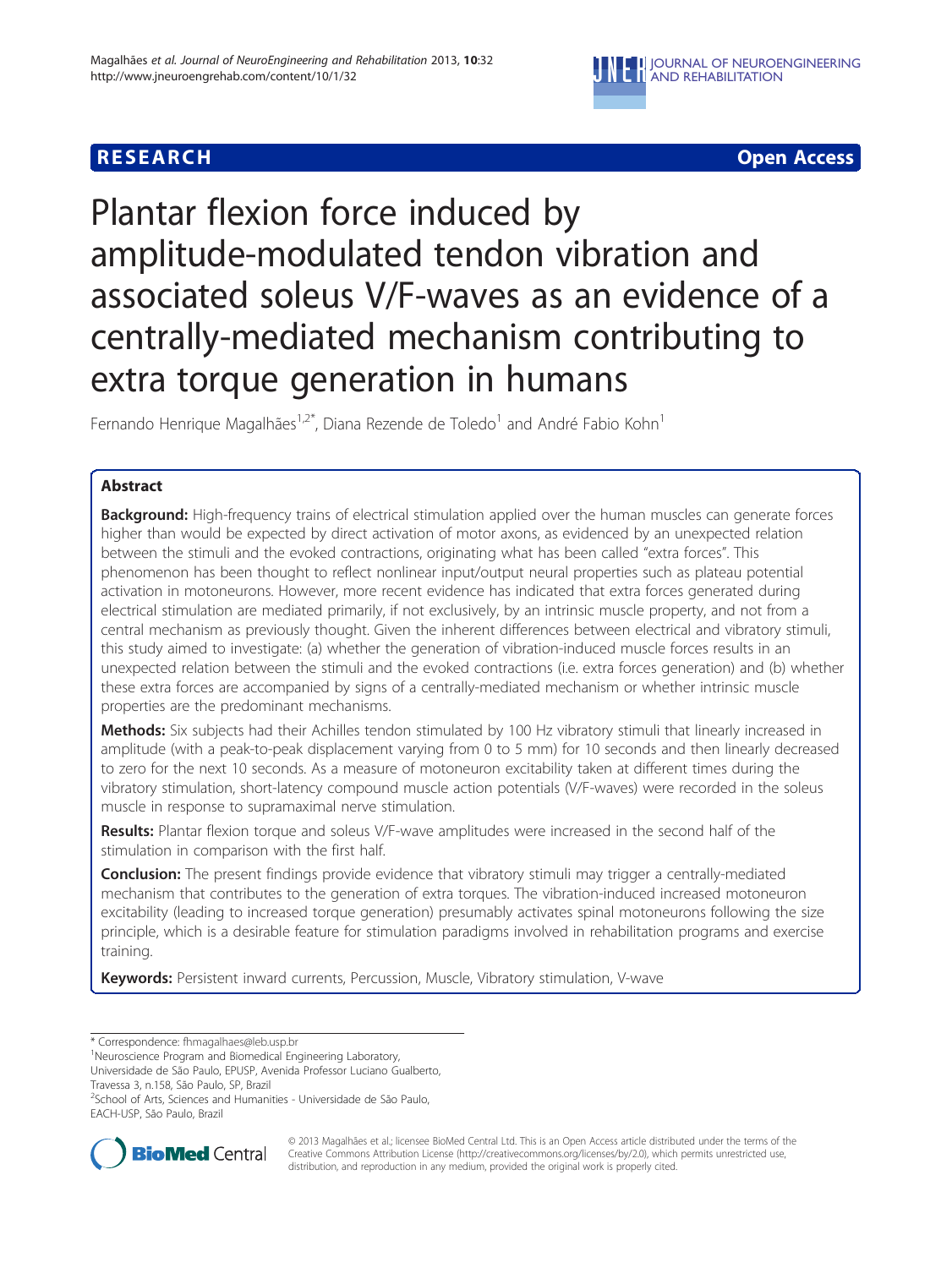RESEARCH Open Access

# Plantar flexion force induced by amplitude-modulated tendon vibration and associated soleus V/F-waves as an evidence of a centrally-mediated mechanism contributing to extra torque generation in humans

Fernando Henrique Magalhães[1,2*], Diana Rezende de Toledo[1] and André Fabio Kohn[1]

## Abstract

**Background:** High-frequency trains of electrical stimulation applied over the human muscles can generate forces higher than would be expected by direct activation of motor axons, as evidenced by an unexpected relation between the stimuli and the evoked contractions, originating what has been called "extra forces". This phenomenon has been thought to reflect nonlinear input/output neural properties such as plateau potential activation in motoneurons. However, more recent evidence has indicated that extra forces generated during electrical stimulation are mediated primarily, if not exclusively, by an intrinsic muscle property, and not from a central mechanism as previously thought. Given the inherent differences between electrical and vibratory stimuli, this study aimed to investigate: (a) whether the generation of vibration-induced muscle forces results in an unexpected relation between the stimuli and the evoked contractions (i.e. extra forces generation) and (b) whether these extra forces are accompanied by signs of a centrally-mediated mechanism or whether intrinsic muscle properties are the predominant mechanisms.

**Methods:** Six subjects had their Achilles tendon stimulated by 100 Hz vibratory stimuli that linearly increased in amplitude (with a peak-to-peak displacement varying from 0 to 5 mm) for 10 seconds and then linearly decreased to zero for the next 10 seconds. As a measure of motoneuron excitability taken at different times during the vibratory stimulation, short-latency compound muscle action potentials (V/F-waves) were recorded in the soleus muscle in response to supramaximal nerve stimulation.

**Results:** Plantar flexion torque and soleus V/F-wave amplitudes were increased in the second half of the stimulation in comparison with the first half.

**Conclusion:** The present findings provide evidence that vibratory stimuli may trigger a centrally-mediated mechanism that contributes to the generation of extra torques. The vibration-induced increased motoneuron excitability (leading to increased torque generation) presumably activates spinal motoneurons following the size principle, which is a desirable feature for stimulation paradigms involved in rehabilitation programs and exercise training.

**Keywords:** Persistent inward currents, Percussion, Muscle, Vibratory stimulation, V-wave

\* Correspondence: fhmagalhaes@leb.usp.br
[1]Neuroscience Program and Biomedical Engineering Laboratory, Universidade de São Paulo, EPUSP, Avenida Professor Luciano Gualberto, Travessa 3, n.158, São Paulo, SP, Brazil
[2]School of Arts, Sciences and Humanities - Universidade de São Paulo, EACH-USP, São Paulo, Brazil

© 2013 Magalhães et al.; licensee BioMed Central Ltd. This is an Open Access article distributed under the terms of the Creative Commons Attribution License (http://creativecommons.org/licenses/by/2.0), which permits unrestricted use, distribution, and reproduction in any medium, provided the original work is properly cited.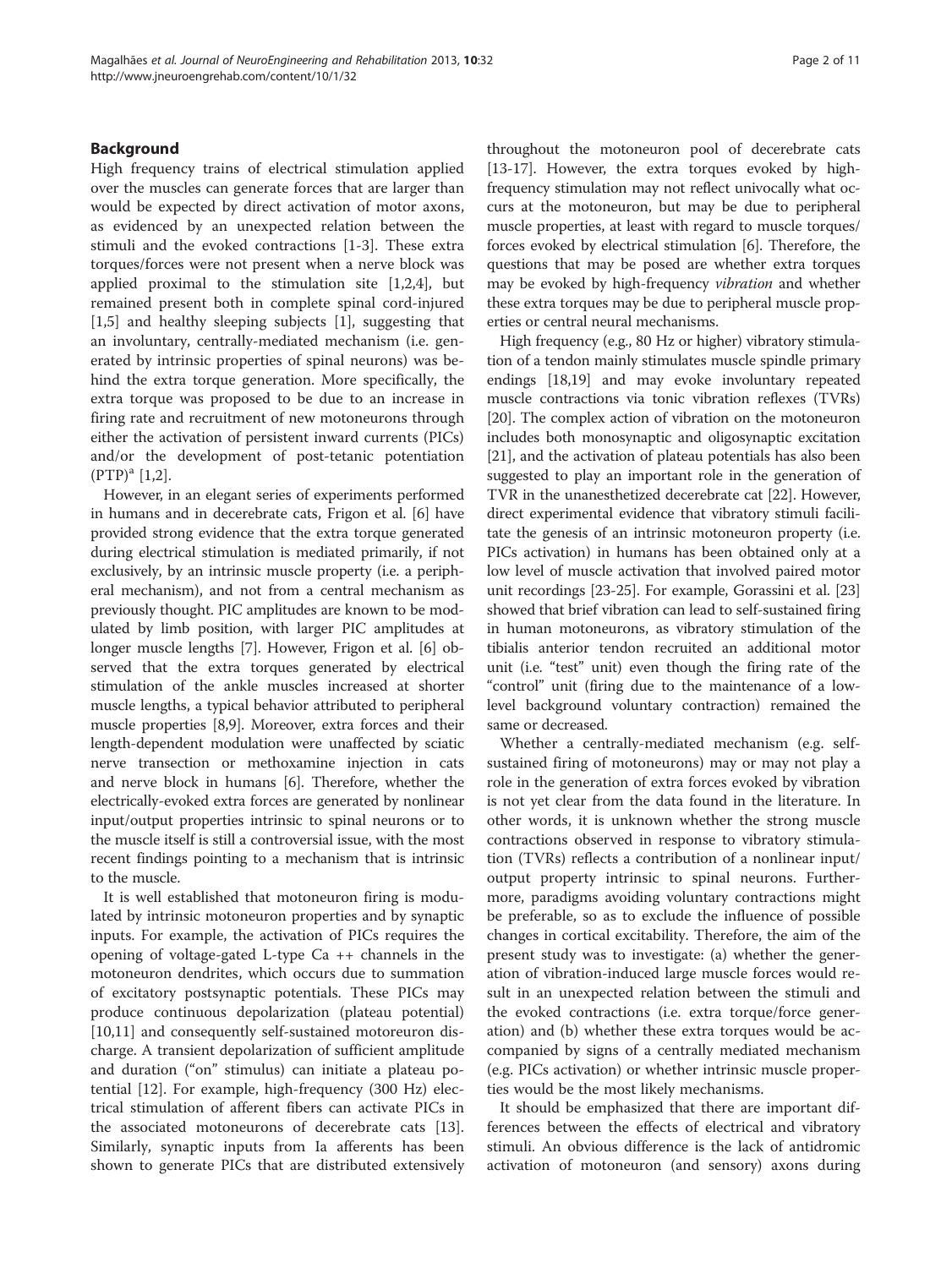## Background

High frequency trains of electrical stimulation applied over the muscles can generate forces that are larger than would be expected by direct activation of motor axons, as evidenced by an unexpected relation between the stimuli and the evoked contractions [1-3]. These extra torques/forces were not present when a nerve block was applied proximal to the stimulation site [1,2,4], but remained present both in complete spinal cord-injured [1,5] and healthy sleeping subjects [1], suggesting that an involuntary, centrally-mediated mechanism (i.e. generated by intrinsic properties of spinal neurons) was behind the extra torque generation. More specifically, the extra torque was proposed to be due to an increase in firing rate and recruitment of new motoneurons through either the activation of persistent inward currents (PICs) and/or the development of post-tetanic potentiation (PTP)[a] [1,2].

However, in an elegant series of experiments performed in humans and in decerebrate cats, Frigon et al. [6] have provided strong evidence that the extra torque generated during electrical stimulation is mediated primarily, if not exclusively, by an intrinsic muscle property (i.e. a peripheral mechanism), and not from a central mechanism as previously thought. PIC amplitudes are known to be modulated by limb position, with larger PIC amplitudes at longer muscle lengths [7]. However, Frigon et al. [6] observed that the extra torques generated by electrical stimulation of the ankle muscles increased at shorter muscle lengths, a typical behavior attributed to peripheral muscle properties [8,9]. Moreover, extra forces and their length-dependent modulation were unaffected by sciatic nerve transection or methoxamine injection in cats and nerve block in humans [6]. Therefore, whether the electrically-evoked extra forces are generated by nonlinear input/output properties intrinsic to spinal neurons or to the muscle itself is still a controversial issue, with the most recent findings pointing to a mechanism that is intrinsic to the muscle.

It is well established that motoneuron firing is modulated by intrinsic motoneuron properties and by synaptic inputs. For example, the activation of PICs requires the opening of voltage-gated L-type Ca ++ channels in the motoneuron dendrites, which occurs due to summation of excitatory postsynaptic potentials. These PICs may produce continuous depolarization (plateau potential) [10,11] and consequently self-sustained motoreuron discharge. A transient depolarization of sufficient amplitude and duration ("on" stimulus) can initiate a plateau potential [12]. For example, high-frequency (300 Hz) electrical stimulation of afferent fibers can activate PICs in the associated motoneurons of decerebrate cats [13]. Similarly, synaptic inputs from Ia afferents has been shown to generate PICs that are distributed extensively throughout the motoneuron pool of decerebrate cats [13-17]. However, the extra torques evoked by high-frequency stimulation may not reflect univocally what occurs at the motoneuron, but may be due to peripheral muscle properties, at least with regard to muscle torques/forces evoked by electrical stimulation [6]. Therefore, the questions that may be posed are whether extra torques may be evoked by high-frequency *vibration* and whether these extra torques may be due to peripheral muscle properties or central neural mechanisms.

High frequency (e.g., 80 Hz or higher) vibratory stimulation of a tendon mainly stimulates muscle spindle primary endings [18,19] and may evoke involuntary repeated muscle contractions via tonic vibration reflexes (TVRs) [20]. The complex action of vibration on the motoneuron includes both monosynaptic and oligosynaptic excitation [21], and the activation of plateau potentials has also been suggested to play an important role in the generation of TVR in the unanesthetized decerebrate cat [22]. However, direct experimental evidence that vibratory stimuli facilitate the genesis of an intrinsic motoneuron property (i.e. PICs activation) in humans has been obtained only at a low level of muscle activation that involved paired motor unit recordings [23-25]. For example, Gorassini et al. [23] showed that brief vibration can lead to self-sustained firing in human motoneurons, as vibratory stimulation of the tibialis anterior tendon recruited an additional motor unit (i.e. "test" unit) even though the firing rate of the "control" unit (firing due to the maintenance of a low-level background voluntary contraction) remained the same or decreased.

Whether a centrally-mediated mechanism (e.g. self-sustained firing of motoneurons) may or may not play a role in the generation of extra forces evoked by vibration is not yet clear from the data found in the literature. In other words, it is unknown whether the strong muscle contractions observed in response to vibratory stimulation (TVRs) reflects a contribution of a nonlinear input/output property intrinsic to spinal neurons. Furthermore, paradigms avoiding voluntary contractions might be preferable, so as to exclude the influence of possible changes in cortical excitability. Therefore, the aim of the present study was to investigate: (a) whether the generation of vibration-induced large muscle forces would result in an unexpected relation between the stimuli and the evoked contractions (i.e. extra torque/force generation) and (b) whether these extra torques would be accompanied by signs of a centrally mediated mechanism (e.g. PICs activation) or whether intrinsic muscle properties would be the most likely mechanisms.

It should be emphasized that there are important differences between the effects of electrical and vibratory stimuli. An obvious difference is the lack of antidromic activation of motoneuron (and sensory) axons during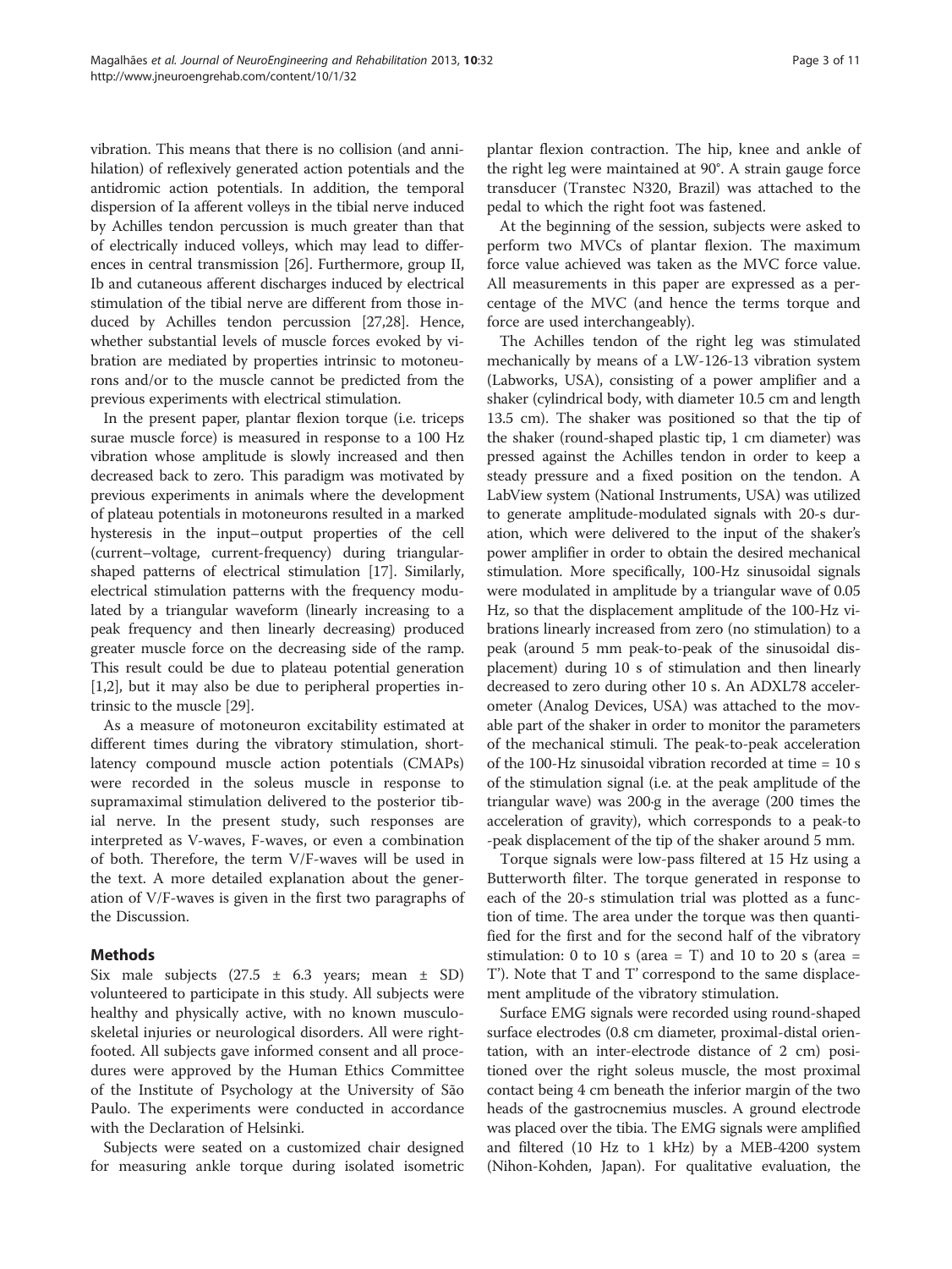vibration. This means that there is no collision (and annihilation) of reflexively generated action potentials and the antidromic action potentials. In addition, the temporal dispersion of Ia afferent volleys in the tibial nerve induced by Achilles tendon percussion is much greater than that of electrically induced volleys, which may lead to differences in central transmission [26]. Furthermore, group II, Ib and cutaneous afferent discharges induced by electrical stimulation of the tibial nerve are different from those induced by Achilles tendon percussion [27,28]. Hence, whether substantial levels of muscle forces evoked by vibration are mediated by properties intrinsic to motoneurons and/or to the muscle cannot be predicted from the previous experiments with electrical stimulation.

In the present paper, plantar flexion torque (i.e. triceps surae muscle force) is measured in response to a 100 Hz vibration whose amplitude is slowly increased and then decreased back to zero. This paradigm was motivated by previous experiments in animals where the development of plateau potentials in motoneurons resulted in a marked hysteresis in the input–output properties of the cell (current–voltage, current-frequency) during triangular-shaped patterns of electrical stimulation [17]. Similarly, electrical stimulation patterns with the frequency modulated by a triangular waveform (linearly increasing to a peak frequency and then linearly decreasing) produced greater muscle force on the decreasing side of the ramp. This result could be due to plateau potential generation [1,2], but it may also be due to peripheral properties intrinsic to the muscle [29].

As a measure of motoneuron excitability estimated at different times during the vibratory stimulation, short-latency compound muscle action potentials (CMAPs) were recorded in the soleus muscle in response to supramaximal stimulation delivered to the posterior tibial nerve. In the present study, such responses are interpreted as V-waves, F-waves, or even a combination of both. Therefore, the term V/F-waves will be used in the text. A more detailed explanation about the generation of V/F-waves is given in the first two paragraphs of the Discussion.

## Methods

Six male subjects (27.5 ± 6.3 years; mean ± SD) volunteered to participate in this study. All subjects were healthy and physically active, with no known musculoskeletal injuries or neurological disorders. All were right-footed. All subjects gave informed consent and all procedures were approved by the Human Ethics Committee of the Institute of Psychology at the University of São Paulo. The experiments were conducted in accordance with the Declaration of Helsinki.

Subjects were seated on a customized chair designed for measuring ankle torque during isolated isometric plantar flexion contraction. The hip, knee and ankle of the right leg were maintained at 90°. A strain gauge force transducer (Transtec N320, Brazil) was attached to the pedal to which the right foot was fastened.

At the beginning of the session, subjects were asked to perform two MVCs of plantar flexion. The maximum force value achieved was taken as the MVC force value. All measurements in this paper are expressed as a percentage of the MVC (and hence the terms torque and force are used interchangeably).

The Achilles tendon of the right leg was stimulated mechanically by means of a LW-126-13 vibration system (Labworks, USA), consisting of a power amplifier and a shaker (cylindrical body, with diameter 10.5 cm and length 13.5 cm). The shaker was positioned so that the tip of the shaker (round-shaped plastic tip, 1 cm diameter) was pressed against the Achilles tendon in order to keep a steady pressure and a fixed position on the tendon. A LabView system (National Instruments, USA) was utilized to generate amplitude-modulated signals with 20-s duration, which were delivered to the input of the shaker's power amplifier in order to obtain the desired mechanical stimulation. More specifically, 100-Hz sinusoidal signals were modulated in amplitude by a triangular wave of 0.05 Hz, so that the displacement amplitude of the 100-Hz vibrations linearly increased from zero (no stimulation) to a peak (around 5 mm peak-to-peak of the sinusoidal displacement) during 10 s of stimulation and then linearly decreased to zero during other 10 s. An ADXL78 accelerometer (Analog Devices, USA) was attached to the movable part of the shaker in order to monitor the parameters of the mechanical stimuli. The peak-to-peak acceleration of the 100-Hz sinusoidal vibration recorded at time = 10 s of the stimulation signal (i.e. at the peak amplitude of the triangular wave) was 200·g in the average (200 times the acceleration of gravity), which corresponds to a peak-to-peak displacement of the tip of the shaker around 5 mm.

Torque signals were low-pass filtered at 15 Hz using a Butterworth filter. The torque generated in response to each of the 20-s stimulation trial was plotted as a function of time. The area under the torque was then quantified for the first and for the second half of the vibratory stimulation: 0 to 10 s (area = T) and 10 to 20 s (area = T'). Note that T and T' correspond to the same displacement amplitude of the vibratory stimulation.

Surface EMG signals were recorded using round-shaped surface electrodes (0.8 cm diameter, proximal-distal orientation, with an inter-electrode distance of 2 cm) positioned over the right soleus muscle, the most proximal contact being 4 cm beneath the inferior margin of the two heads of the gastrocnemius muscles. A ground electrode was placed over the tibia. The EMG signals were amplified and filtered (10 Hz to 1 kHz) by a MEB-4200 system (Nihon-Kohden, Japan). For qualitative evaluation, the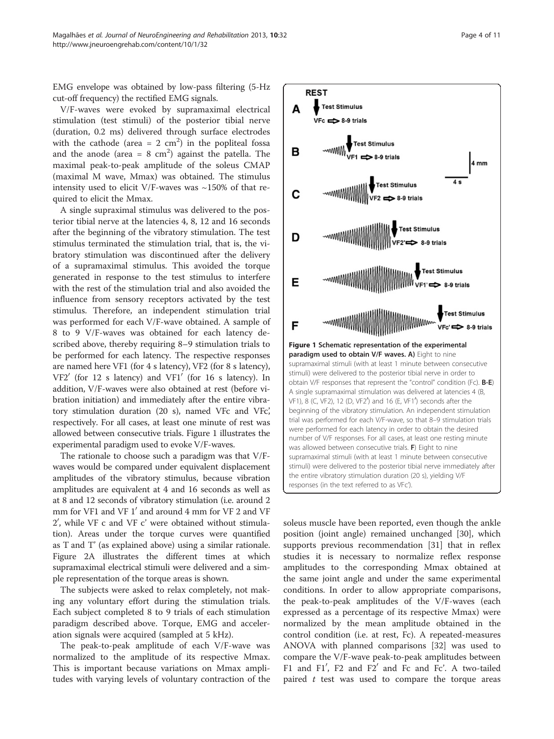EMG envelope was obtained by low-pass filtering (5-Hz cut-off frequency) the rectified EMG signals.

V/F-waves were evoked by supramaximal electrical stimulation (test stimuli) of the posterior tibial nerve (duration, 0.2 ms) delivered through surface electrodes with the cathode (area = 2 $cm^2$) in the popliteal fossa and the anode (area = 8 $cm^2$) against the patella. The maximal peak-to-peak amplitude of the soleus CMAP (maximal M wave, Mmax) was obtained. The stimulus intensity used to elicit V/F-waves was ~150% of that required to elicit the Mmax.

A single supraximal stimulus was delivered to the posterior tibial nerve at the latencies 4, 8, 12 and 16 seconds after the beginning of the vibratory stimulation. The test stimulus terminated the stimulation trial, that is, the vibratory stimulation was discontinued after the delivery of a supramaximal stimulus. This avoided the torque generated in response to the test stimulus to interfere with the rest of the stimulation trial and also avoided the influence from sensory receptors activated by the test stimulus. Therefore, an independent stimulation trial was performed for each V/F-wave obtained. A sample of 8 to 9 V/F-waves was obtained for each latency described above, thereby requiring 8–9 stimulation trials to be performed for each latency. The respective responses are named here VF1 (for 4 s latency), VF2 (for 8 s latency), VF2′ (for 12 s latency) and VF1′ (for 16 s latency). In addition, V/F-waves were also obtained at rest (before vibration initiation) and immediately after the entire vibratory stimulation duration (20 s), named VFc and VFc', respectively. For all cases, at least one minute of rest was allowed between consecutive trials. Figure 1 illustrates the experimental paradigm used to evoke V/F-waves.

The rationale to choose such a paradigm was that V/F-waves would be compared under equivalent displacement amplitudes of the vibratory stimulus, because vibration amplitudes are equivalent at 4 and 16 seconds as well as at 8 and 12 seconds of vibratory stimulation (i.e. around 2 mm for VF1 and VF 1′ and around 4 mm for VF 2 and VF 2′, while VF c and VF c' were obtained without stimulation). Areas under the torque curves were quantified as T and T' (as explained above) using a similar rationale. Figure 2A illustrates the different times at which supramaximal electrical stimuli were delivered and a simple representation of the torque areas is shown.

The subjects were asked to relax completely, not making any voluntary effort during the stimulation trials. Each subject completed 8 to 9 trials of each stimulation paradigm described above. Torque, EMG and acceleration signals were acquired (sampled at 5 kHz).

The peak-to-peak amplitude of each V/F-wave was normalized to the amplitude of its respective Mmax. This is important because variations on Mmax amplitudes with varying levels of voluntary contraction of the soleus muscle have been reported, even though the ankle position (joint angle) remained unchanged [30], which supports previous recommendation [31] that in reflex studies it is necessary to normalize reflex response amplitudes to the corresponding Mmax obtained at the same joint angle and under the same experimental conditions. In order to allow appropriate comparisons, the peak-to-peak amplitudes of the V/F-waves (each expressed as a percentage of its respective Mmax) were normalized by the mean amplitude obtained in the control condition (i.e. at rest, Fc). A repeated-measures ANOVA with planned comparisons [32] was used to compare the V/F-wave peak-to-peak amplitudes between F1 and F1′, F2 and F2′ and Fc and Fc'. A two-tailed paired $t$ test was used to compare the torque areas

**Figure 1 Schematic representation of the experimental paradigm used to obtain V/F waves. A)** Eight to nine supramaximal stimuli (with at least 1 minute between consecutive stimuli) were delivered to the posterior tibial nerve in order to obtain V/F responses that represent the "control" condition (Fc). **B-E)** A single supramaximal stimulation was delivered at latencies 4 (B, VF1), 8 (C, VF2), 12 (D, VF2′) and 16 (E, VF1′) seconds after the beginning of the vibratory stimulation. An independent stimulation trial was performed for each V/F-wave, so that 8–9 stimulation trials were performed for each latency in order to obtain the desired number of V/F responses. For all cases, at least one resting minute was allowed between consecutive trials. **F)** Eight to nine supramaximal stimuli (with at least 1 minute between consecutive stimuli) were delivered to the posterior tibial nerve immediately after the entire vibratory stimulation duration (20 s), yielding V/F responses (in the text referred to as VFc').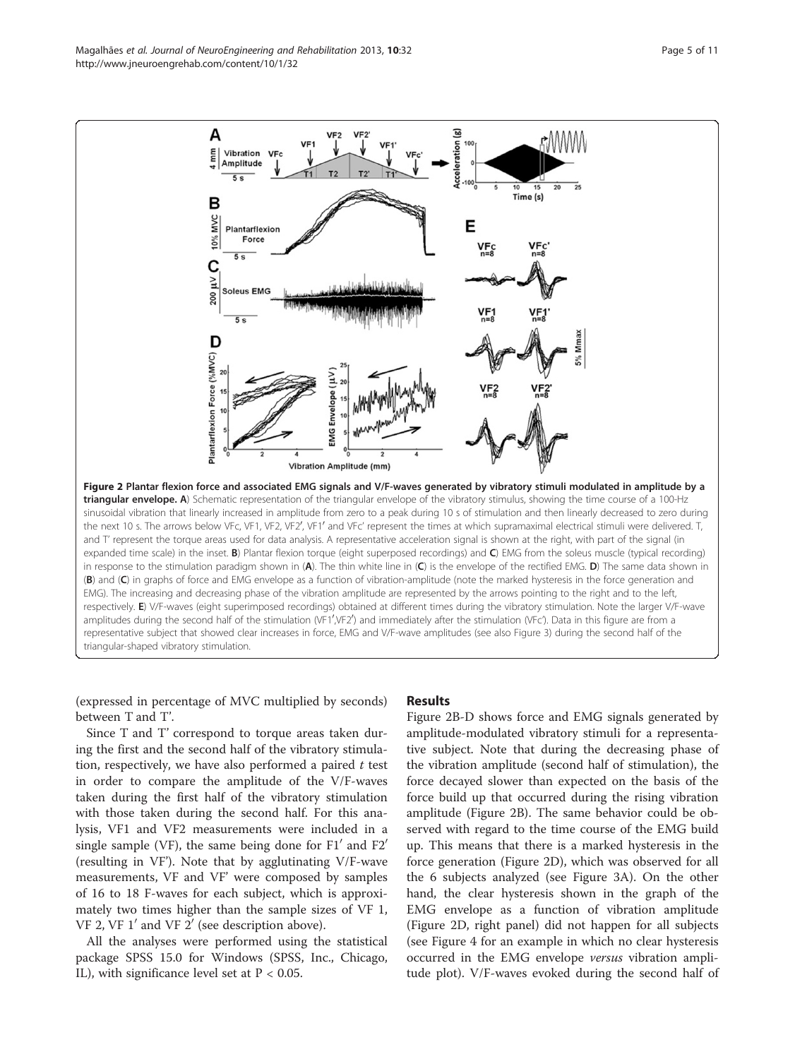**Figure 2 Plantar flexion force and associated EMG signals and V/F-waves generated by vibratory stimuli modulated in amplitude by a triangular envelope. A**) Schematic representation of the triangular envelope of the vibratory stimulus, showing the time course of a 100-Hz sinusoidal vibration that linearly increased in amplitude from zero to a peak during 10 s of stimulation and then linearly decreased to zero during the next 10 s. The arrows below VFc, VF1, VF2, VF2′, VF1′ and VFc′ represent the times at which supramaximal electrical stimuli were delivered. T, and T′ represent the torque areas used for data analysis. A representative acceleration signal is shown at the right, with part of the signal (in expanded time scale) in the inset. **B**) Plantar flexion torque (eight superposed recordings) and **C**) EMG from the soleus muscle (typical recording) in response to the stimulation paradigm shown in (**A**). The thin white line in (**C**) is the envelope of the rectified EMG. **D**) The same data shown in (**B**) and (**C**) in graphs of force and EMG envelope as a function of vibration-amplitude (note the marked hysteresis in the force generation and EMG). The increasing and decreasing phase of the vibration amplitude are represented by the arrows pointing to the right and to the left, respectively. **E**) V/F-waves (eight superimposed recordings) obtained at different times during the vibratory stimulation. Note the larger V/F-wave amplitudes during the second half of the stimulation (VF1′,VF2′) and immediately after the stimulation (VFc′). Data in this figure are from a representative subject that showed clear increases in force, EMG and V/F-wave amplitudes (see also Figure 3) during the second half of the triangular-shaped vibratory stimulation.

(expressed in percentage of MVC multiplied by seconds) between T and T′.

Since T and T′ correspond to torque areas taken during the first and the second half of the vibratory stimulation, respectively, we have also performed a paired *t* test in order to compare the amplitude of the V/F-waves taken during the first half of the vibratory stimulation with those taken during the second half. For this analysis, VF1 and VF2 measurements were included in a single sample (VF), the same being done for F1′ and F2′ (resulting in VF′). Note that by agglutinating V/F-wave measurements, VF and VF′ were composed by samples of 16 to 18 F-waves for each subject, which is approximately two times higher than the sample sizes of VF 1, VF 2, VF 1′ and VF 2′ (see description above).

All the analyses were performed using the statistical package SPSS 15.0 for Windows (SPSS, Inc., Chicago, IL), with significance level set at $P < 0.05$.

## Results

Figure 2B-D shows force and EMG signals generated by amplitude-modulated vibratory stimuli for a representative subject. Note that during the decreasing phase of the vibration amplitude (second half of stimulation), the force decayed slower than expected on the basis of the force build up that occurred during the rising vibration amplitude (Figure 2B). The same behavior could be observed with regard to the time course of the EMG build up. This means that there is a marked hysteresis in the force generation (Figure 2D), which was observed for all the 6 subjects analyzed (see Figure 3A). On the other hand, the clear hysteresis shown in the graph of the EMG envelope as a function of vibration amplitude (Figure 2D, right panel) did not happen for all subjects (see Figure 4 for an example in which no clear hysteresis occurred in the EMG envelope *versus* vibration amplitude plot). V/F-waves evoked during the second half of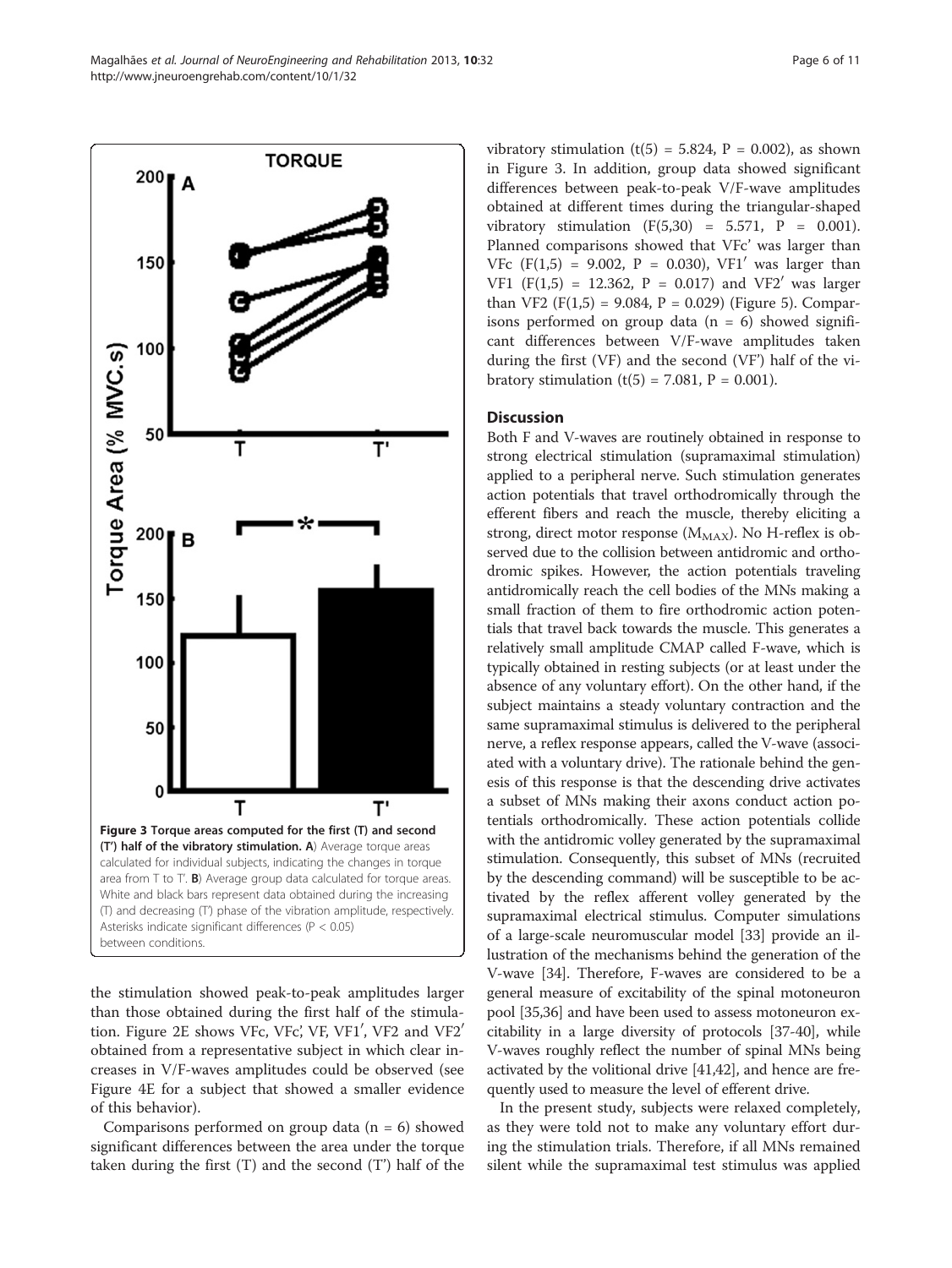**Figure 3 Torque areas computed for the first (T) and second (T') half of the vibratory stimulation. A**) Average torque areas calculated for individual subjects, indicating the changes in torque area from T to T'. **B**) Average group data calculated for torque areas. White and black bars represent data obtained during the increasing (T) and decreasing (T') phase of the vibration amplitude, respectively. Asterisks indicate significant differences ($P < 0.05$) between conditions.

the stimulation showed peak-to-peak amplitudes larger than those obtained during the first half of the stimulation. Figure 2E shows VFc, VFc', VF, VF1′, VF2 and VF2′ obtained from a representative subject in which clear increases in V/F-waves amplitudes could be observed (see Figure 4E for a subject that showed a smaller evidence of this behavior).

Comparisons performed on group data ($n = 6$) showed significant differences between the area under the torque taken during the first (T) and the second (T') half of the vibratory stimulation ($t(5) = 5.824$, $P = 0.002$), as shown in Figure 3. In addition, group data showed significant differences between peak-to-peak V/F-wave amplitudes obtained at different times during the triangular-shaped vibratory stimulation ($F(5,30) = 5.571$, $P = 0.001$). Planned comparisons showed that VFc' was larger than VFc ($F(1,5) = 9.002$, $P = 0.030$), VF1′ was larger than VF1 ($F(1,5) = 12.362$, $P = 0.017$) and VF2′ was larger than VF2 ($F(1,5) = 9.084$, $P = 0.029$) (Figure 5). Comparisons performed on group data ($n = 6$) showed significant differences between V/F-wave amplitudes taken during the first (VF) and the second (VF') half of the vibratory stimulation ($t(5) = 7.081$, $P = 0.001$).

## Discussion

Both F and V-waves are routinely obtained in response to strong electrical stimulation (supramaximal stimulation) applied to a peripheral nerve. Such stimulation generates action potentials that travel orthodromically through the efferent fibers and reach the muscle, thereby eliciting a strong, direct motor response ($M_{MAX}$). No H-reflex is observed due to the collision between antidromic and orthodromic spikes. However, the action potentials traveling antidromically reach the cell bodies of the MNs making a small fraction of them to fire orthodromic action potentials that travel back towards the muscle. This generates a relatively small amplitude CMAP called F-wave, which is typically obtained in resting subjects (or at least under the absence of any voluntary effort). On the other hand, if the subject maintains a steady voluntary contraction and the same supramaximal stimulus is delivered to the peripheral nerve, a reflex response appears, called the V-wave (associated with a voluntary drive). The rationale behind the genesis of this response is that the descending drive activates a subset of MNs making their axons conduct action potentials orthodromically. These action potentials collide with the antidromic volley generated by the supramaximal stimulation. Consequently, this subset of MNs (recruited by the descending command) will be susceptible to be activated by the reflex afferent volley generated by the supramaximal electrical stimulus. Computer simulations of a large-scale neuromuscular model [33] provide an illustration of the mechanisms behind the generation of the V-wave [34]. Therefore, F-waves are considered to be a general measure of excitability of the spinal motoneuron pool [35,36] and have been used to assess motoneuron excitability in a large diversity of protocols [37-40], while V-waves roughly reflect the number of spinal MNs being activated by the volitional drive [41,42], and hence are frequently used to measure the level of efferent drive.

In the present study, subjects were relaxed completely, as they were told not to make any voluntary effort during the stimulation trials. Therefore, if all MNs remained silent while the supramaximal test stimulus was applied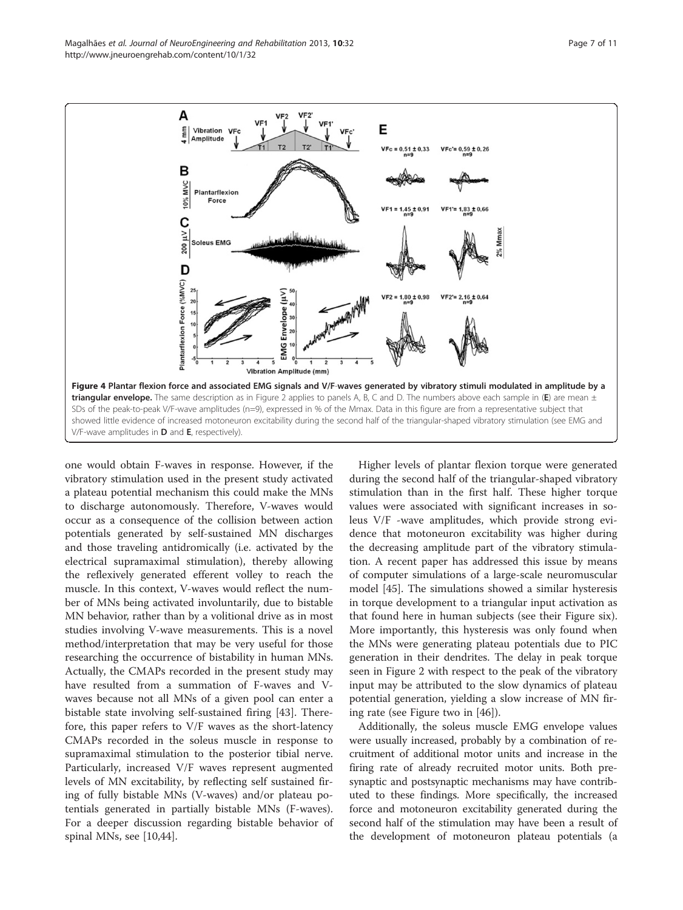A

4 mm | Vibration Amplitude

VFc VF1 VF2 VF2' VF1' VFc'

T1 T2 T2' T1'

B

10% MVC | Plantarflexion Force

C

200 μV | Soleus EMG

D

Plantarflexion Force (%MVC)

EMG Envelope (μV)

Vibration Amplitude (mm)

E

VFc = 0.51 ± 0.33 n=9

VFc' = 0.59 ± 0.26 n=9

VF1 = 1.45 ± 0.91 n=9

VF1' = 1.83 ± 0.66 n=9

2% Mmax

VF2 = 1.80 ± 0.98 n=9

VF2' = 2.16 ± 0.64 n=9

**Figure 4 Plantar flexion force and associated EMG signals and V/F-waves generated by vibratory stimuli modulated in amplitude by a triangular envelope.** The same description as in Figure 2 applies to panels A, B, C and D. The numbers above each sample in (**E**) are mean ± SDs of the peak-to-peak V/F-wave amplitudes (n=9), expressed in % of the Mmax. Data in this figure are from a representative subject that showed little evidence of increased motoneuron excitability during the second half of the triangular-shaped vibratory stimulation (see EMG and V/F-wave amplitudes in **D** and **E**, respectively).

one would obtain F-waves in response. However, if the vibratory stimulation used in the present study activated a plateau potential mechanism this could make the MNs to discharge autonomously. Therefore, V-waves would occur as a consequence of the collision between action potentials generated by self-sustained MN discharges and those traveling antidromically (i.e. activated by the electrical supramaximal stimulation), thereby allowing the reflexively generated efferent volley to reach the muscle. In this context, V-waves would reflect the number of MNs being activated involuntarily, due to bistable MN behavior, rather than by a volitional drive as in most studies involving V-wave measurements. This is a novel method/interpretation that may be very useful for those researching the occurrence of bistability in human MNs. Actually, the CMAPs recorded in the present study may have resulted from a summation of F-waves and V-waves because not all MNs of a given pool can enter a bistable state involving self-sustained firing [43]. Therefore, this paper refers to V/F waves as the short-latency CMAPs recorded in the soleus muscle in response to supramaximal stimulation to the posterior tibial nerve. Particularly, increased V/F waves represent augmented levels of MN excitability, by reflecting self sustained firing of fully bistable MNs (V-waves) and/or plateau potentials generated in partially bistable MNs (F-waves). For a deeper discussion regarding bistable behavior of spinal MNs, see [10,44].

Higher levels of plantar flexion torque were generated during the second half of the triangular-shaped vibratory stimulation than in the first half. These higher torque values were associated with significant increases in soleus V/F -wave amplitudes, which provide strong evidence that motoneuron excitability was higher during the decreasing amplitude part of the vibratory stimulation. A recent paper has addressed this issue by means of computer simulations of a large-scale neuromuscular model [45]. The simulations showed a similar hysteresis in torque development to a triangular input activation as that found here in human subjects (see their Figure six). More importantly, this hysteresis was only found when the MNs were generating plateau potentials due to PIC generation in their dendrites. The delay in peak torque seen in Figure 2 with respect to the peak of the vibratory input may be attributed to the slow dynamics of plateau potential generation, yielding a slow increase of MN firing rate (see Figure two in [46]).

Additionally, the soleus muscle EMG envelope values were usually increased, probably by a combination of recruitment of additional motor units and increase in the firing rate of already recruited motor units. Both presynaptic and postsynaptic mechanisms may have contributed to these findings. More specifically, the increased force and motoneuron excitability generated during the second half of the stimulation may have been a result of the development of motoneuron plateau potentials (a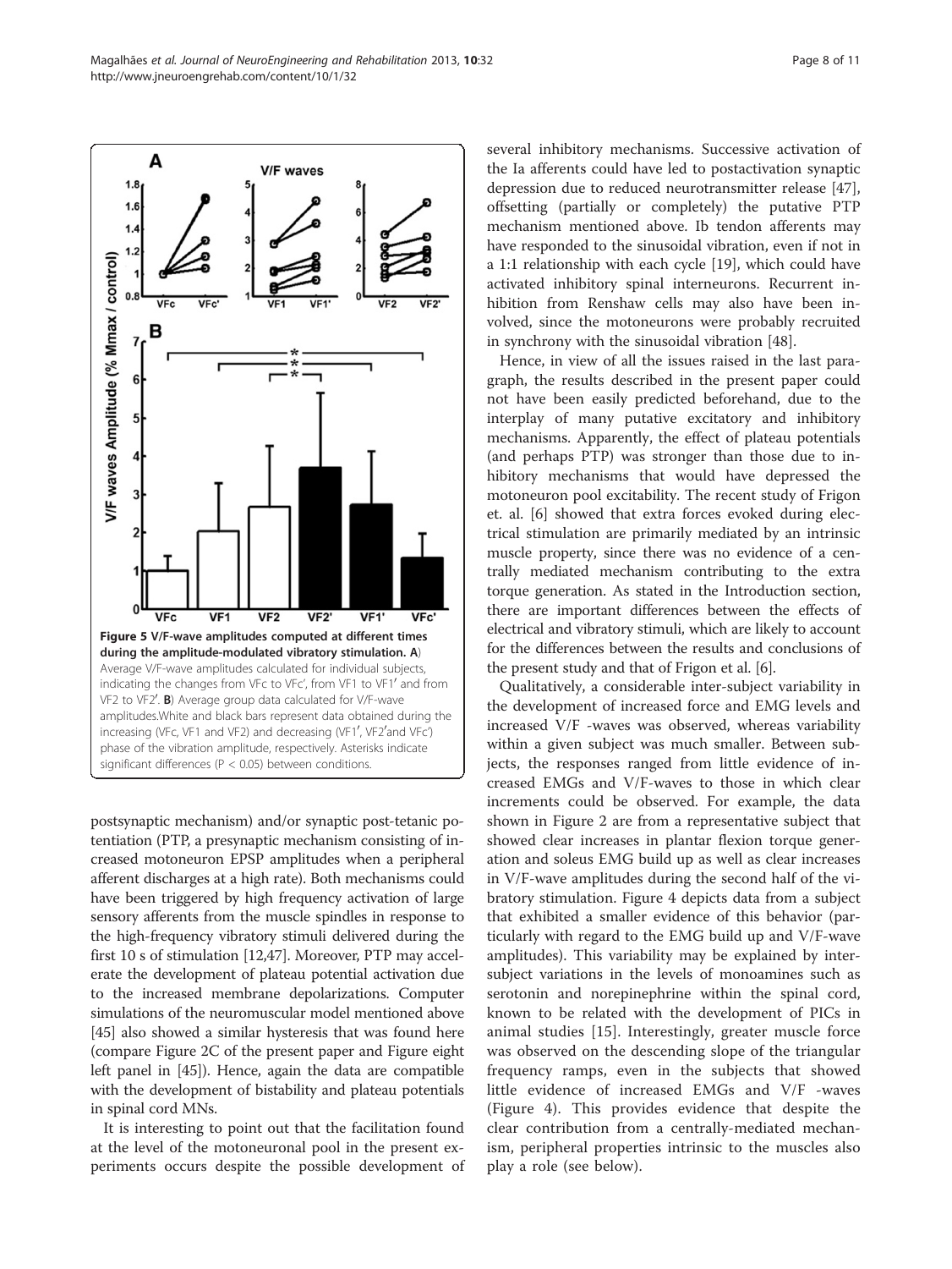**Figure 5 V/F-wave amplitudes computed at different times during the amplitude-modulated vibratory stimulation. A**) Average V/F-wave amplitudes calculated for individual subjects, indicating the changes from VFc to VFc′, from VF1 to VF1′ and from VF2 to VF2′. **B**) Average group data calculated for V/F-wave amplitudes.White and black bars represent data obtained during the increasing (VFc, VF1 and VF2) and decreasing (VF1′, VF2′and VFc′) phase of the vibration amplitude, respectively. Asterisks indicate significant differences ($P < 0.05$) between conditions.

postsynaptic mechanism) and/or synaptic post-tetanic potentiation (PTP, a presynaptic mechanism consisting of increased motoneuron EPSP amplitudes when a peripheral afferent discharges at a high rate). Both mechanisms could have been triggered by high frequency activation of large sensory afferents from the muscle spindles in response to the high-frequency vibratory stimuli delivered during the first 10 s of stimulation [12,47]. Moreover, PTP may accelerate the development of plateau potential activation due to the increased membrane depolarizations. Computer simulations of the neuromuscular model mentioned above [45] also showed a similar hysteresis that was found here (compare Figure 2C of the present paper and Figure eight left panel in [45]). Hence, again the data are compatible with the development of bistability and plateau potentials in spinal cord MNs.

It is interesting to point out that the facilitation found at the level of the motoneuronal pool in the present experiments occurs despite the possible development of several inhibitory mechanisms. Successive activation of the Ia afferents could have led to postactivation synaptic depression due to reduced neurotransmitter release [47], offsetting (partially or completely) the putative PTP mechanism mentioned above. Ib tendon afferents may have responded to the sinusoidal vibration, even if not in a 1:1 relationship with each cycle [19], which could have activated inhibitory spinal interneurons. Recurrent inhibition from Renshaw cells may also have been involved, since the motoneurons were probably recruited in synchrony with the sinusoidal vibration [48].

Hence, in view of all the issues raised in the last paragraph, the results described in the present paper could not have been easily predicted beforehand, due to the interplay of many putative excitatory and inhibitory mechanisms. Apparently, the effect of plateau potentials (and perhaps PTP) was stronger than those due to inhibitory mechanisms that would have depressed the motoneuron pool excitability. The recent study of Frigon et. al. [6] showed that extra forces evoked during electrical stimulation are primarily mediated by an intrinsic muscle property, since there was no evidence of a centrally mediated mechanism contributing to the extra torque generation. As stated in the Introduction section, there are important differences between the effects of electrical and vibratory stimuli, which are likely to account for the differences between the results and conclusions of the present study and that of Frigon et al. [6].

Qualitatively, a considerable inter-subject variability in the development of increased force and EMG levels and increased V/F -waves was observed, whereas variability within a given subject was much smaller. Between subjects, the responses ranged from little evidence of increased EMGs and V/F-waves to those in which clear increments could be observed. For example, the data shown in Figure 2 are from a representative subject that showed clear increases in plantar flexion torque generation and soleus EMG build up as well as clear increases in V/F-wave amplitudes during the second half of the vibratory stimulation. Figure 4 depicts data from a subject that exhibited a smaller evidence of this behavior (particularly with regard to the EMG build up and V/F-wave amplitudes). This variability may be explained by inter-subject variations in the levels of monoamines such as serotonin and norepinephrine within the spinal cord, known to be related with the development of PICs in animal studies [15]. Interestingly, greater muscle force was observed on the descending slope of the triangular frequency ramps, even in the subjects that showed little evidence of increased EMGs and V/F -waves (Figure 4). This provides evidence that despite the clear contribution from a centrally-mediated mechanism, peripheral properties intrinsic to the muscles also play a role (see below).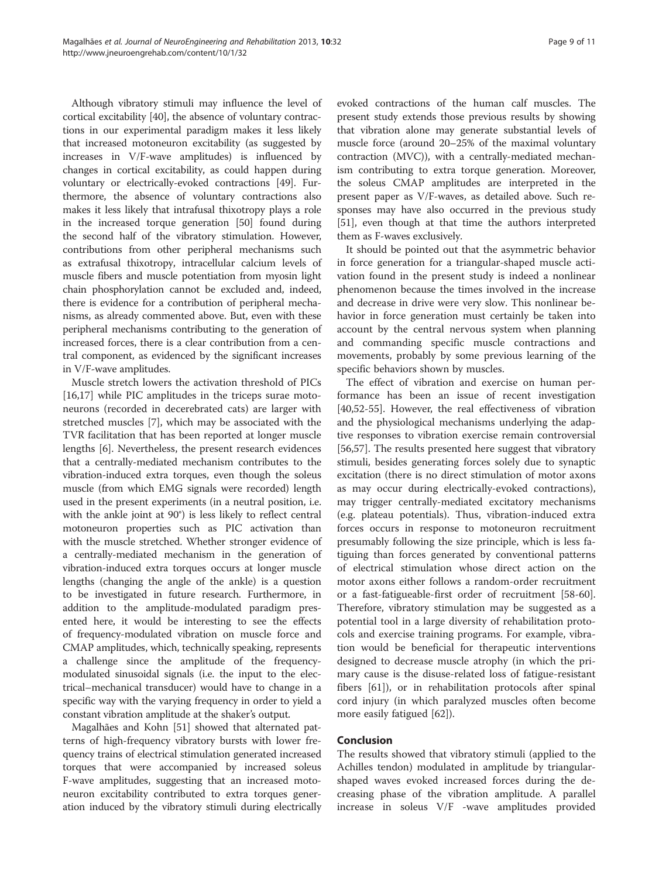Although vibratory stimuli may influence the level of cortical excitability [40], the absence of voluntary contractions in our experimental paradigm makes it less likely that increased motoneuron excitability (as suggested by increases in V/F-wave amplitudes) is influenced by changes in cortical excitability, as could happen during voluntary or electrically-evoked contractions [49]. Furthermore, the absence of voluntary contractions also makes it less likely that intrafusal thixotropy plays a role in the increased torque generation [50] found during the second half of the vibratory stimulation. However, contributions from other peripheral mechanisms such as extrafusal thixotropy, intracellular calcium levels of muscle fibers and muscle potentiation from myosin light chain phosphorylation cannot be excluded and, indeed, there is evidence for a contribution of peripheral mechanisms, as already commented above. But, even with these peripheral mechanisms contributing to the generation of increased forces, there is a clear contribution from a central component, as evidenced by the significant increases in V/F-wave amplitudes.

Muscle stretch lowers the activation threshold of PICs [16,17] while PIC amplitudes in the triceps surae motoneurons (recorded in decerebrated cats) are larger with stretched muscles [7], which may be associated with the TVR facilitation that has been reported at longer muscle lengths [6]. Nevertheless, the present research evidences that a centrally-mediated mechanism contributes to the vibration-induced extra torques, even though the soleus muscle (from which EMG signals were recorded) length used in the present experiments (in a neutral position, i.e. with the ankle joint at 90°) is less likely to reflect central motoneuron properties such as PIC activation than with the muscle stretched. Whether stronger evidence of a centrally-mediated mechanism in the generation of vibration-induced extra torques occurs at longer muscle lengths (changing the angle of the ankle) is a question to be investigated in future research. Furthermore, in addition to the amplitude-modulated paradigm presented here, it would be interesting to see the effects of frequency-modulated vibration on muscle force and CMAP amplitudes, which, technically speaking, represents a challenge since the amplitude of the frequency-modulated sinusoidal signals (i.e. the input to the electrical–mechanical transducer) would have to change in a specific way with the varying frequency in order to yield a constant vibration amplitude at the shaker's output.

Magalhães and Kohn [51] showed that alternated patterns of high-frequency vibratory bursts with lower frequency trains of electrical stimulation generated increased torques that were accompanied by increased soleus F-wave amplitudes, suggesting that an increased motoneuron excitability contributed to extra torques generation induced by the vibratory stimuli during electrically evoked contractions of the human calf muscles. The present study extends those previous results by showing that vibration alone may generate substantial levels of muscle force (around 20–25% of the maximal voluntary contraction (MVC)), with a centrally-mediated mechanism contributing to extra torque generation. Moreover, the soleus CMAP amplitudes are interpreted in the present paper as V/F-waves, as detailed above. Such responses may have also occurred in the previous study [51], even though at that time the authors interpreted them as F-waves exclusively.

It should be pointed out that the asymmetric behavior in force generation for a triangular-shaped muscle activation found in the present study is indeed a nonlinear phenomenon because the times involved in the increase and decrease in drive were very slow. This nonlinear behavior in force generation must certainly be taken into account by the central nervous system when planning and commanding specific muscle contractions and movements, probably by some previous learning of the specific behaviors shown by muscles.

The effect of vibration and exercise on human performance has been an issue of recent investigation [40,52-55]. However, the real effectiveness of vibration and the physiological mechanisms underlying the adaptive responses to vibration exercise remain controversial [56,57]. The results presented here suggest that vibratory stimuli, besides generating forces solely due to synaptic excitation (there is no direct stimulation of motor axons as may occur during electrically-evoked contractions), may trigger centrally-mediated excitatory mechanisms (e.g. plateau potentials). Thus, vibration-induced extra forces occurs in response to motoneuron recruitment presumably following the size principle, which is less fatiguing than forces generated by conventional patterns of electrical stimulation whose direct action on the motor axons either follows a random-order recruitment or a fast-fatigueable-first order of recruitment [58-60]. Therefore, vibratory stimulation may be suggested as a potential tool in a large diversity of rehabilitation protocols and exercise training programs. For example, vibration would be beneficial for therapeutic interventions designed to decrease muscle atrophy (in which the primary cause is the disuse-related loss of fatigue-resistant fibers [61]), or in rehabilitation protocols after spinal cord injury (in which paralyzed muscles often become more easily fatigued [62]).

## Conclusion

The results showed that vibratory stimuli (applied to the Achilles tendon) modulated in amplitude by triangular-shaped waves evoked increased forces during the decreasing phase of the vibration amplitude. A parallel increase in soleus V/F -wave amplitudes provided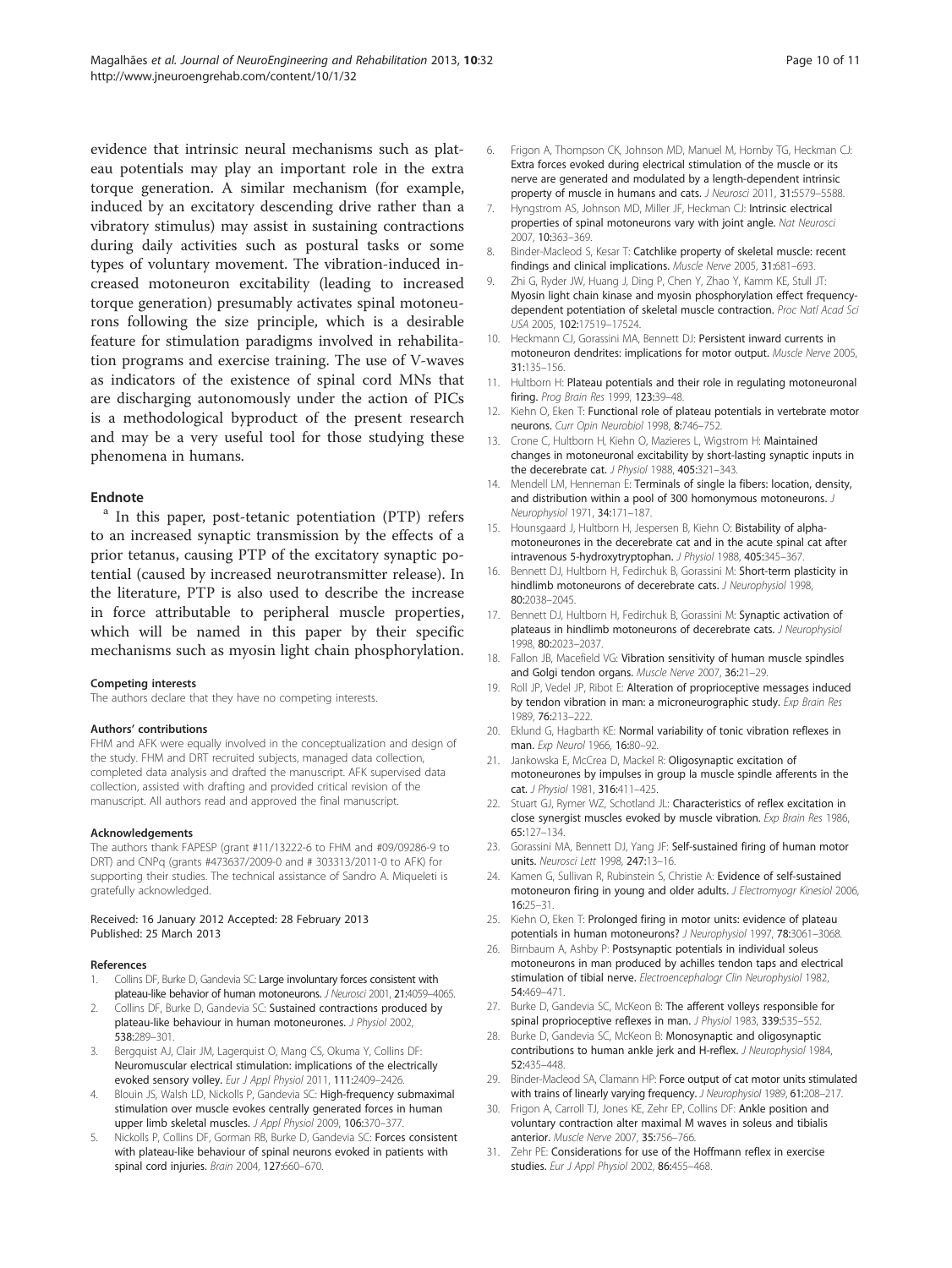evidence that intrinsic neural mechanisms such as plateau potentials may play an important role in the extra torque generation. A similar mechanism (for example, induced by an excitatory descending drive rather than a vibratory stimulus) may assist in sustaining contractions during daily activities such as postural tasks or some types of voluntary movement. The vibration-induced increased motoneuron excitability (leading to increased torque generation) presumably activates spinal motoneurons following the size principle, which is a desirable feature for stimulation paradigms involved in rehabilitation programs and exercise training. The use of V-waves as indicators of the existence of spinal cord MNs that are discharging autonomously under the action of PICs is a methodological byproduct of the present research and may be a very useful tool for those studying these phenomena in humans.

## Endnote

[a] In this paper, post-tetanic potentiation (PTP) refers to an increased synaptic transmission by the effects of a prior tetanus, causing PTP of the excitatory synaptic potential (caused by increased neurotransmitter release). In the literature, PTP is also used to describe the increase in force attributable to peripheral muscle properties, which will be named in this paper by their specific mechanisms such as myosin light chain phosphorylation.

#### Competing interests

The authors declare that they have no competing interests.

#### Authors' contributions

FHM and AFK were equally involved in the conceptualization and design of the study. FHM and DRT recruited subjects, managed data collection, completed data analysis and drafted the manuscript. AFK supervised data collection, assisted with drafting and provided critical revision of the manuscript. All authors read and approved the final manuscript.

#### Acknowledgements

The authors thank FAPESP (grant #11/13222-6 to FHM and #09/09286-9 to DRT) and CNPq (grants #473637/2009-0 and # 303313/2011-0 to AFK) for supporting their studies. The technical assistance of Sandro A. Miqueleti is gratefully acknowledged.

Received: 16 January 2012 Accepted: 28 February 2013
Published: 25 March 2013

#### References

1. Collins DF, Burke D, Gandevia SC: **Large involuntary forces consistent with plateau-like behavior of human motoneurons.** *J Neurosci* 2001, **21**:4059–4065.
2. Collins DF, Burke D, Gandevia SC: **Sustained contractions produced by plateau-like behaviour in human motoneurones.** *J Physiol* 2002, **538**:289–301.
3. Bergquist AJ, Clair JM, Lagerquist O, Mang CS, Okuma Y, Collins DF: **Neuromuscular electrical stimulation: implications of the electrically evoked sensory volley.** *Eur J Appl Physiol* 2011, **111**:2409–2426.
4. Blouin JS, Walsh LD, Nickolls P, Gandevia SC: **High-frequency submaximal stimulation over muscle evokes centrally generated forces in human upper limb skeletal muscles.** *J Appl Physiol* 2009, **106**:370–377.
5. Nickolls P, Collins DF, Gorman RB, Burke D, Gandevia SC: **Forces consistent with plateau-like behaviour of spinal neurons evoked in patients with spinal cord injuries.** *Brain* 2004, **127**:660–670.
6. Frigon A, Thompson CK, Johnson MD, Manuel M, Hornby TG, Heckman CJ: **Extra forces evoked during electrical stimulation of the muscle or its nerve are generated and modulated by a length-dependent intrinsic property of muscle in humans and cats.** *J Neurosci* 2011, **31**:5579–5588.
7. Hyngstrom AS, Johnson MD, Miller JF, Heckman CJ: **Intrinsic electrical properties of spinal motoneurons vary with joint angle.** *Nat Neurosci* 2007, **10**:363–369.
8. Binder-Macleod S, Kesar T: **Catchlike property of skeletal muscle: recent findings and clinical implications.** *Muscle Nerve* 2005, **31**:681–693.
9. Zhi G, Ryder JW, Huang J, Ding P, Chen Y, Zhao Y, Kamm KE, Stull JT: **Myosin light chain kinase and myosin phosphorylation effect frequency-dependent potentiation of skeletal muscle contraction.** *Proc Natl Acad Sci USA* 2005, **102**:17519–17524.
10. Heckmann CJ, Gorassini MA, Bennett DJ: **Persistent inward currents in motoneuron dendrites: implications for motor output.** *Muscle Nerve* 2005, **31**:135–156.
11. Hultborn H: **Plateau potentials and their role in regulating motoneuronal firing.** *Prog Brain Res* 1999, **123**:39–48.
12. Kiehn O, Eken T: **Functional role of plateau potentials in vertebrate motor neurons.** *Curr Opin Neurobiol* 1998, **8**:746–752.
13. Crone C, Hultborn H, Kiehn O, Mazieres L, Wigstrom H: **Maintained changes in motoneuronal excitability by short-lasting synaptic inputs in the decerebrate cat.** *J Physiol* 1988, **405**:321–343.
14. Mendell LM, Henneman E: **Terminals of single Ia fibers: location, density, and distribution within a pool of 300 homonymous motoneurons.** *J Neurophysiol* 1971, **34**:171–187.
15. Hounsgaard J, Hultborn H, Jespersen B, Kiehn O: **Bistability of alpha-motoneurones in the decerebrate cat and in the acute spinal cat after intravenous 5-hydroxytryptophan.** *J Physiol* 1988, **405**:345–367.
16. Bennett DJ, Hultborn H, Fedirchuk B, Gorassini M: **Short-term plasticity in hindlimb motoneurons of decerebrate cats.** *J Neurophysiol* 1998, **80**:2038–2045.
17. Bennett DJ, Hultborn H, Fedirchuk B, Gorassini M: **Synaptic activation of plateaus in hindlimb motoneurons of decerebrate cats.** *J Neurophysiol* 1998, **80**:2023–2037.
18. Fallon JB, Macefield VG: **Vibration sensitivity of human muscle spindles and Golgi tendon organs.** *Muscle Nerve* 2007, **36**:21–29.
19. Roll JP, Vedel JP, Ribot E: **Alteration of proprioceptive messages induced by tendon vibration in man: a microneurographic study.** *Exp Brain Res* 1989, **76**:213–222.
20. Eklund G, Hagbarth KE: **Normal variability of tonic vibration reflexes in man.** *Exp Neurol* 1966, **16**:80–92.
21. Jankowska E, McCrea D, Mackel R: **Oligosynaptic excitation of motoneurones by impulses in group Ia muscle spindle afferents in the cat.** *J Physiol* 1981, **316**:411–425.
22. Stuart GJ, Rymer WZ, Schotland JL: **Characteristics of reflex excitation in close synergist muscles evoked by muscle vibration.** *Exp Brain Res* 1986, **65**:127–134.
23. Gorassini MA, Bennett DJ, Yang JF: **Self-sustained firing of human motor units.** *Neurosci Lett* 1998, **247**:13–16.
24. Kamen G, Sullivan R, Rubinstein S, Christie A: **Evidence of self-sustained motoneuron firing in young and older adults.** *J Electromyogr Kinesiol* 2006, **16**:25–31.
25. Kiehn O, Eken T: **Prolonged firing in motor units: evidence of plateau potentials in human motoneurons?** *J Neurophysiol* 1997, **78**:3061–3068.
26. Birnbaum A, Ashby P: **Postsynaptic potentials in individual soleus motoneurons in man produced by achilles tendon taps and electrical stimulation of tibial nerve.** *Electroencephalogr Clin Neurophysiol* 1982, **54**:469–471.
27. Burke D, Gandevia SC, McKeon B: **The afferent volleys responsible for spinal proprioceptive reflexes in man.** *J Physiol* 1983, **339**:535–552.
28. Burke D, Gandevia SC, McKeon B: **Monosynaptic and oligosynaptic contributions to human ankle jerk and H-reflex.** *J Neurophysiol* 1984, **52**:435–448.
29. Binder-Macleod SA, Clamann HP: **Force output of cat motor units stimulated with trains of linearly varying frequency.** *J Neurophysiol* 1989, **61**:208–217.
30. Frigon A, Carroll TJ, Jones KE, Zehr EP, Collins DF: **Ankle position and voluntary contraction alter maximal M waves in soleus and tibialis anterior.** *Muscle Nerve* 2007, **35**:756–766.
31. Zehr PE: **Considerations for use of the Hoffmann reflex in exercise studies.** *Eur J Appl Physiol* 2002, **86**:455–468.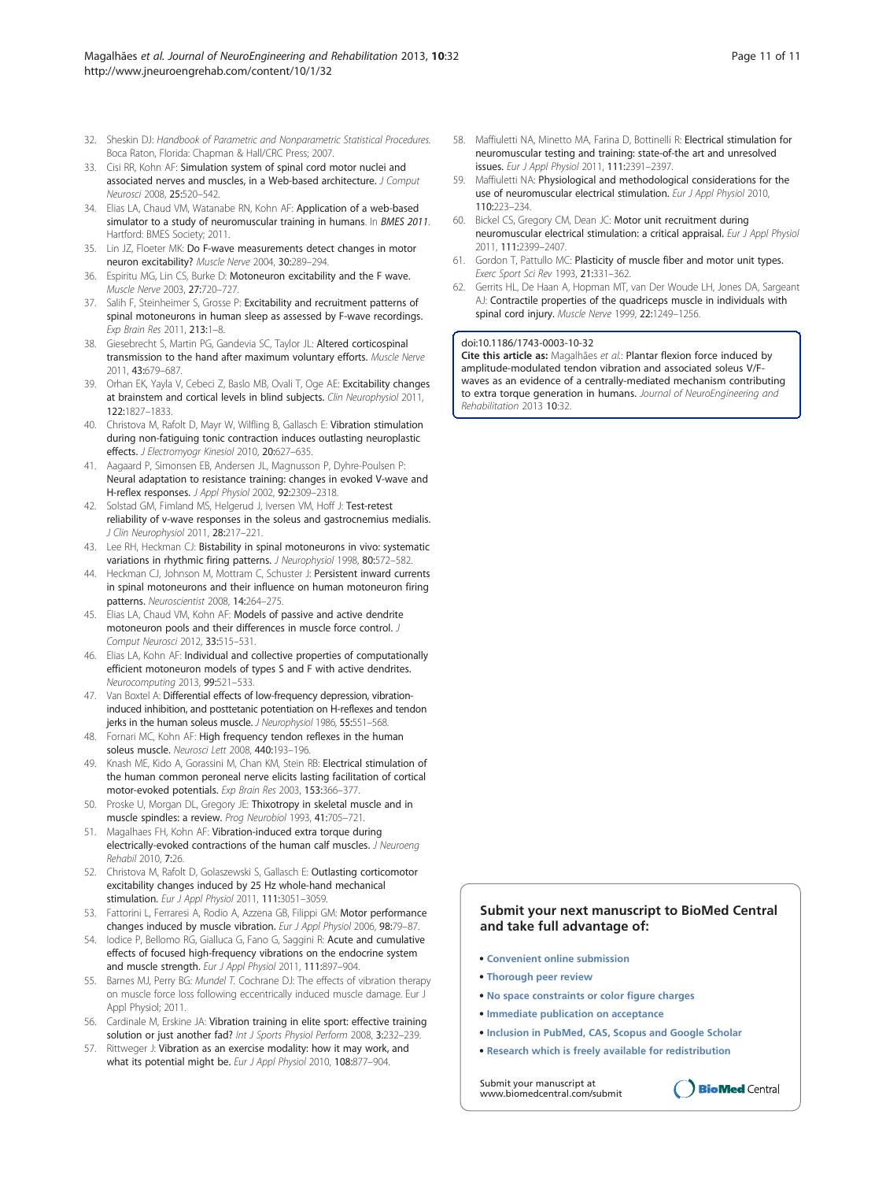32. Sheskin DJ: *Handbook of Parametric and Nonparametric Statistical Procedures*. Boca Raton, Florida: Chapman & Hall/CRC Press; 2007.
33. Cisi RR, Kohn AF: **Simulation system of spinal cord motor nuclei and associated nerves and muscles, in a Web-based architecture.** *J Comput Neurosci* 2008, **25:**520–542.
34. Elias LA, Chaud VM, Watanabe RN, Kohn AF: **Application of a web-based simulator to a study of neuromuscular training in humans.** In *BMES 2011*. Hartford: BMES Society; 2011.
35. Lin JZ, Floeter MK: **Do F-wave measurements detect changes in motor neuron excitability?** *Muscle Nerve* 2004, **30:**289–294.
36. Espiritu MG, Lin CS, Burke D: **Motoneuron excitability and the F wave.** *Muscle Nerve* 2003, **27:**720–727.
37. Salih F, Steinheimer S, Grosse P: **Excitability and recruitment patterns of spinal motoneurons in human sleep as assessed by F-wave recordings.** *Exp Brain Res* 2011, **213:**1–8.
38. Giesebrecht S, Martin PG, Gandevia SC, Taylor JL: **Altered corticospinal transmission to the hand after maximum voluntary efforts.** *Muscle Nerve* 2011, **43:**679–687.
39. Orhan EK, Yayla V, Cebeci Z, Baslo MB, Ovali T, Oge AE: **Excitability changes at brainstem and cortical levels in blind subjects.** *Clin Neurophysiol* 2011, **122:**1827–1833.
40. Christova M, Rafolt D, Mayr W, Wilfling B, Gallasch E: **Vibration stimulation during non-fatiguing tonic contraction induces outlasting neuroplastic effects.** *J Electromyogr Kinesiol* 2010, **20:**627–635.
41. Aagaard P, Simonsen EB, Andersen JL, Magnusson P, Dyhre-Poulsen P: **Neural adaptation to resistance training: changes in evoked V-wave and H-reflex responses.** *J Appl Physiol* 2002, **92:**2309–2318.
42. Solstad GM, Fimland MS, Helgerud J, Iversen VM, Hoff J: **Test-retest reliability of v-wave responses in the soleus and gastrocnemius medialis.** *J Clin Neurophysiol* 2011, **28:**217–221.
43. Lee RH, Heckman CJ: **Bistability in spinal motoneurons in vivo: systematic variations in rhythmic firing patterns.** *J Neurophysiol* 1998, **80:**572–582.
44. Heckman CJ, Johnson M, Mottram C, Schuster J: **Persistent inward currents in spinal motoneurons and their influence on human motoneuron firing patterns.** *Neuroscientist* 2008, **14:**264–275.
45. Elias LA, Chaud VM, Kohn AF: **Models of passive and active dendrite motoneuron pools and their differences in muscle force control.** *J Comput Neurosci* 2012, **33:**515–531.
46. Elias LA, Kohn AF: **Individual and collective properties of computationally efficient motoneuron models of types S and F with active dendrites.** *Neurocomputing* 2013, **99:**521–533.
47. Van Boxtel A: **Differential effects of low-frequency depression, vibration-induced inhibition, and posttetanic potentiation on H-reflexes and tendon jerks in the human soleus muscle.** *J Neurophysiol* 1986, **55:**551–568.
48. Fornari MC, Kohn AF: **High frequency tendon reflexes in the human soleus muscle.** *Neurosci Lett* 2008, **440:**193–196.
49. Knash ME, Kido A, Gorassini M, Chan KM, Stein RB: **Electrical stimulation of the human common peroneal nerve elicits lasting facilitation of cortical motor-evoked potentials.** *Exp Brain Res* 2003, **153:**366–377.
50. Proske U, Morgan DL, Gregory JE: **Thixotropy in skeletal muscle and in muscle spindles: a review.** *Prog Neurobiol* 1993, **41:**705–721.
51. Magalhaes FH, Kohn AF: **Vibration-induced extra torque during electrically-evoked contractions of the human calf muscles.** *J Neuroeng Rehabil* 2010, **7:**26.
52. Christova M, Rafolt D, Golaszewski S, Gallasch E: **Outlasting corticomotor excitability changes induced by 25 Hz whole-hand mechanical stimulation.** *Eur J Appl Physiol* 2011, **111:**3051–3059.
53. Fattorini L, Ferraresi A, Rodio A, Azzena GB, Filippi GM: **Motor performance changes induced by muscle vibration.** *Eur J Appl Physiol* 2006, **98:**79–87.
54. Iodice P, Bellomo RG, Gialluca G, Fano G, Saggini R: **Acute and cumulative effects of focused high-frequency vibrations on the endocrine system and muscle strength.** *Eur J Appl Physiol* 2011, **111:**897–904.
55. Barnes MJ, Perry BG: *Mundel T.* Cochrane DJ: The effects of vibration therapy on muscle force loss following eccentrically induced muscle damage. Eur J Appl Physiol; 2011.
56. Cardinale M, Erskine JA: **Vibration training in elite sport: effective training solution or just another fad?** *Int J Sports Physiol Perform* 2008, **3:**232–239.
57. Rittweger J: **Vibration as an exercise modality: how it may work, and what its potential might be.** *Eur J Appl Physiol* 2010, **108:**877–904.
58. Maffiuletti NA, Minetto MA, Farina D, Bottinelli R: **Electrical stimulation for neuromuscular testing and training: state-of-the art and unresolved issues.** *Eur J Appl Physiol* 2011, **111:**2391–2397.
59. Maffiuletti NA: **Physiological and methodological considerations for the use of neuromuscular electrical stimulation.** *Eur J Appl Physiol* 2010, **110:**223–234.
60. Bickel CS, Gregory CM, Dean JC: **Motor unit recruitment during neuromuscular electrical stimulation: a critical appraisal.** *Eur J Appl Physiol* 2011, **111:**2399–2407.
61. Gordon T, Pattullo MC: **Plasticity of muscle fiber and motor unit types.** *Exerc Sport Sci Rev* 1993, **21:**331–362.
62. Gerrits HL, De Haan A, Hopman MT, van Der Woude LH, Jones DA, Sargeant AJ: **Contractile properties of the quadriceps muscle in individuals with spinal cord injury.** *Muscle Nerve* 1999, **22:**1249–1256.

doi:10.1186/1743-0003-10-32
**Cite this article as:** Magalhães *et al.*: Plantar flexion force induced by amplitude-modulated tendon vibration and associated soleus V/F-waves as an evidence of a centrally-mediated mechanism contributing to extra torque generation in humans. *Journal of NeuroEngineering and Rehabilitation* 2013 **10**:32.

**Submit your next manuscript to BioMed Central and take full advantage of:**

- **Convenient online submission**
- **Thorough peer review**
- **No space constraints or color figure charges**
- **Immediate publication on acceptance**
- **Inclusion in PubMed, CAS, Scopus and Google Scholar**
- **Research which is freely available for redistribution**

Submit your manuscript at
www.biomedcentral.com/submit